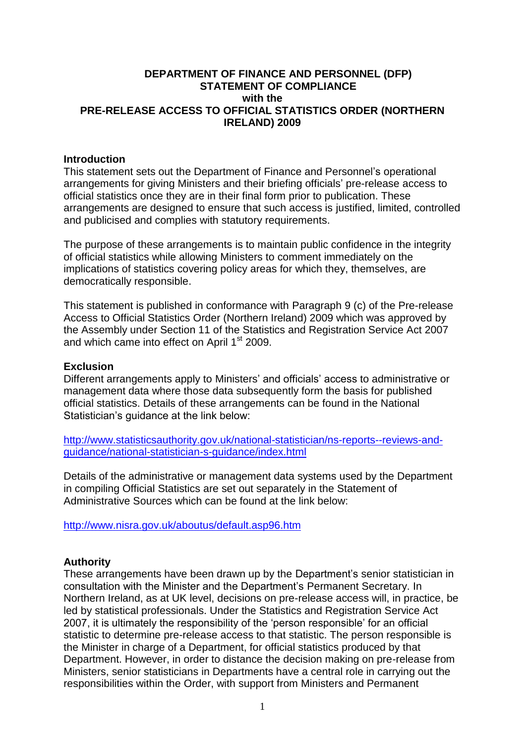# DEPARTMENT OF FINANCE AND PERSONNEL (DFP)
# STATEMENT OF COMPLIANCE
# with the
# PRE-RELEASE ACCESS TO OFFICIAL STATISTICS ORDER (NORTHERN IRELAND) 2009

## Introduction

This statement sets out the Department of Finance and Personnel's operational arrangements for giving Ministers and their briefing officials' pre-release access to official statistics once they are in their final form prior to publication. These arrangements are designed to ensure that such access is justified, limited, controlled and publicised and complies with statutory requirements.

The purpose of these arrangements is to maintain public confidence in the integrity of official statistics while allowing Ministers to comment immediately on the implications of statistics covering policy areas for which they, themselves, are democratically responsible.

This statement is published in conformance with Paragraph 9 (c) of the Pre-release Access to Official Statistics Order (Northern Ireland) 2009 which was approved by the Assembly under Section 11 of the Statistics and Registration Service Act 2007 and which came into effect on April 1st 2009.

## Exclusion

Different arrangements apply to Ministers' and officials' access to administrative or management data where those data subsequently form the basis for published official statistics. Details of these arrangements can be found in the National Statistician's guidance at the link below:

http://www.statisticsauthority.gov.uk/national-statistician/ns-reports--reviews-and-guidance/national-statistician-s-guidance/index.html

Details of the administrative or management data systems used by the Department in compiling Official Statistics are set out separately in the Statement of Administrative Sources which can be found at the link below:

http://www.nisra.gov.uk/aboutus/default.asp96.htm

## Authority

These arrangements have been drawn up by the Department's senior statistician in consultation with the Minister and the Department's Permanent Secretary. In Northern Ireland, as at UK level, decisions on pre-release access will, in practice, be led by statistical professionals. Under the Statistics and Registration Service Act 2007, it is ultimately the responsibility of the 'person responsible' for an official statistic to determine pre-release access to that statistic. The person responsible is the Minister in charge of a Department, for official statistics produced by that Department. However, in order to distance the decision making on pre-release from Ministers, senior statisticians in Departments have a central role in carrying out the responsibilities within the Order, with support from Ministers and Permanent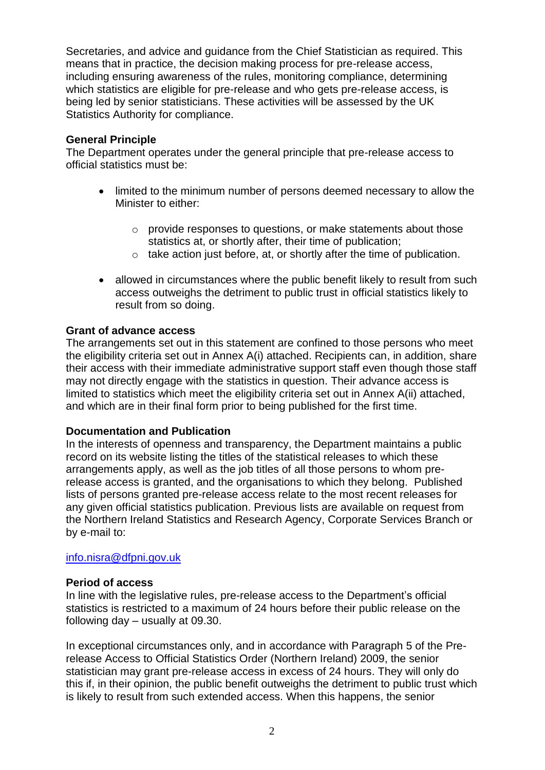Secretaries, and advice and guidance from the Chief Statistician as required. This means that in practice, the decision making process for pre-release access, including ensuring awareness of the rules, monitoring compliance, determining which statistics are eligible for pre-release and who gets pre-release access, is being led by senior statisticians. These activities will be assessed by the UK Statistics Authority for compliance.

**General Principle**

The Department operates under the general principle that pre-release access to official statistics must be:

- limited to the minimum number of persons deemed necessary to allow the Minister to either:
  - provide responses to questions, or make statements about those statistics at, or shortly after, their time of publication;
  - take action just before, at, or shortly after the time of publication.
- allowed in circumstances where the public benefit likely to result from such access outweighs the detriment to public trust in official statistics likely to result from so doing.

**Grant of advance access**

The arrangements set out in this statement are confined to those persons who meet the eligibility criteria set out in Annex A(i) attached. Recipients can, in addition, share their access with their immediate administrative support staff even though those staff may not directly engage with the statistics in question. Their advance access is limited to statistics which meet the eligibility criteria set out in Annex A(ii) attached, and which are in their final form prior to being published for the first time.

**Documentation and Publication**

In the interests of openness and transparency, the Department maintains a public record on its website listing the titles of the statistical releases to which these arrangements apply, as well as the job titles of all those persons to whom pre-release access is granted, and the organisations to which they belong. Published lists of persons granted pre-release access relate to the most recent releases for any given official statistics publication. Previous lists are available on request from the Northern Ireland Statistics and Research Agency, Corporate Services Branch or by e-mail to:

[info.nisra@dfpni.gov.uk](mailto:info.nisra@dfpni.gov.uk)

**Period of access**

In line with the legislative rules, pre-release access to the Department's official statistics is restricted to a maximum of 24 hours before their public release on the following day – usually at 09.30.

In exceptional circumstances only, and in accordance with Paragraph 5 of the Pre-release Access to Official Statistics Order (Northern Ireland) 2009, the senior statistician may grant pre-release access in excess of 24 hours. They will only do this if, in their opinion, the public benefit outweighs the detriment to public trust which is likely to result from such extended access. When this happens, the senior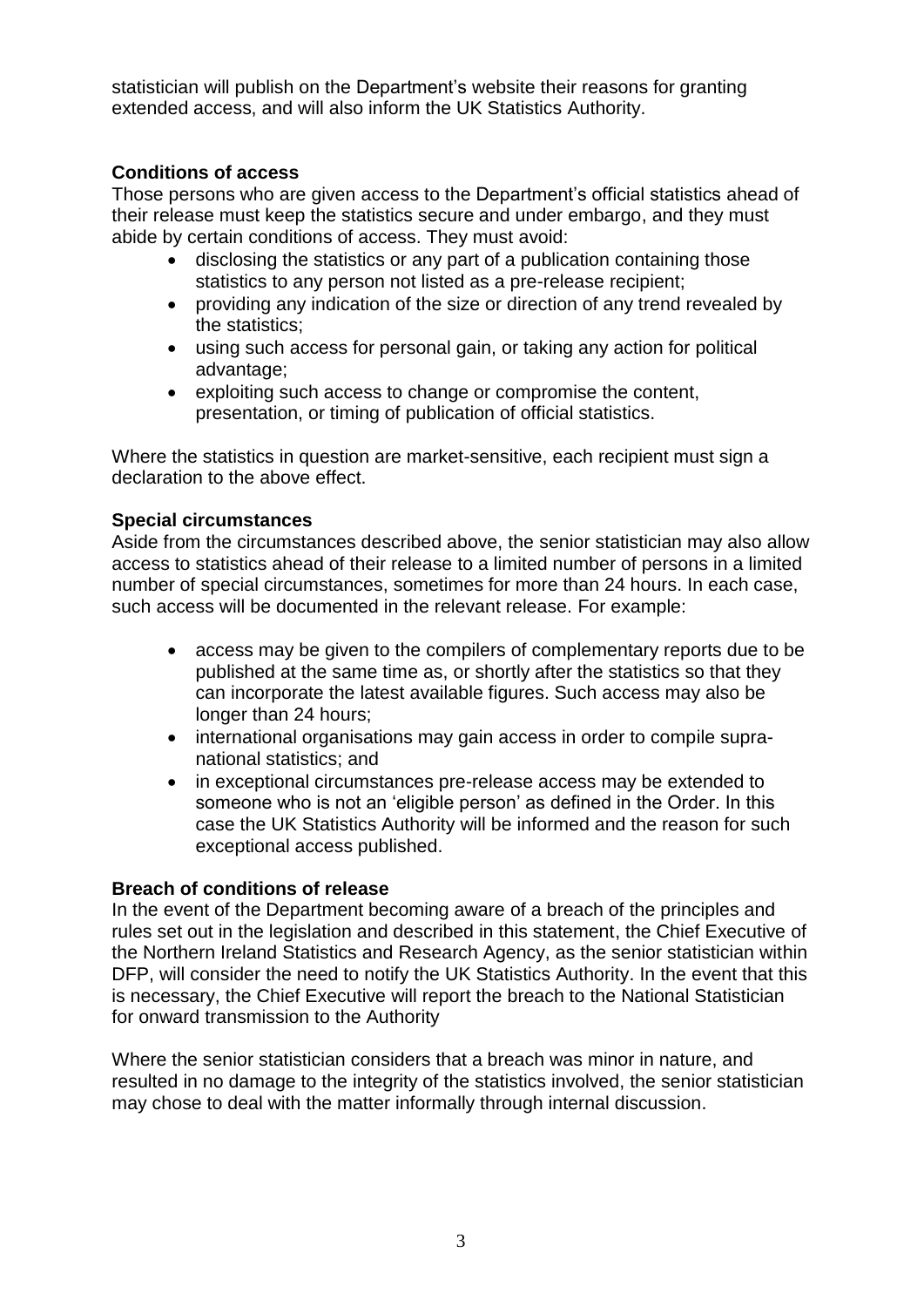statistician will publish on the Department's website their reasons for granting extended access, and will also inform the UK Statistics Authority.

**Conditions of access**

Those persons who are given access to the Department's official statistics ahead of their release must keep the statistics secure and under embargo, and they must abide by certain conditions of access. They must avoid:

- disclosing the statistics or any part of a publication containing those statistics to any person not listed as a pre-release recipient;
- providing any indication of the size or direction of any trend revealed by the statistics;
- using such access for personal gain, or taking any action for political advantage;
- exploiting such access to change or compromise the content, presentation, or timing of publication of official statistics.

Where the statistics in question are market-sensitive, each recipient must sign a declaration to the above effect.

**Special circumstances**

Aside from the circumstances described above, the senior statistician may also allow access to statistics ahead of their release to a limited number of persons in a limited number of special circumstances, sometimes for more than 24 hours. In each case, such access will be documented in the relevant release. For example:

- access may be given to the compilers of complementary reports due to be published at the same time as, or shortly after the statistics so that they can incorporate the latest available figures. Such access may also be longer than 24 hours;
- international organisations may gain access in order to compile supra-national statistics; and
- in exceptional circumstances pre-release access may be extended to someone who is not an 'eligible person' as defined in the Order. In this case the UK Statistics Authority will be informed and the reason for such exceptional access published.

**Breach of conditions of release**

In the event of the Department becoming aware of a breach of the principles and rules set out in the legislation and described in this statement, the Chief Executive of the Northern Ireland Statistics and Research Agency, as the senior statistician within DFP, will consider the need to notify the UK Statistics Authority. In the event that this is necessary, the Chief Executive will report the breach to the National Statistician for onward transmission to the Authority

Where the senior statistician considers that a breach was minor in nature, and resulted in no damage to the integrity of the statistics involved, the senior statistician may chose to deal with the matter informally through internal discussion.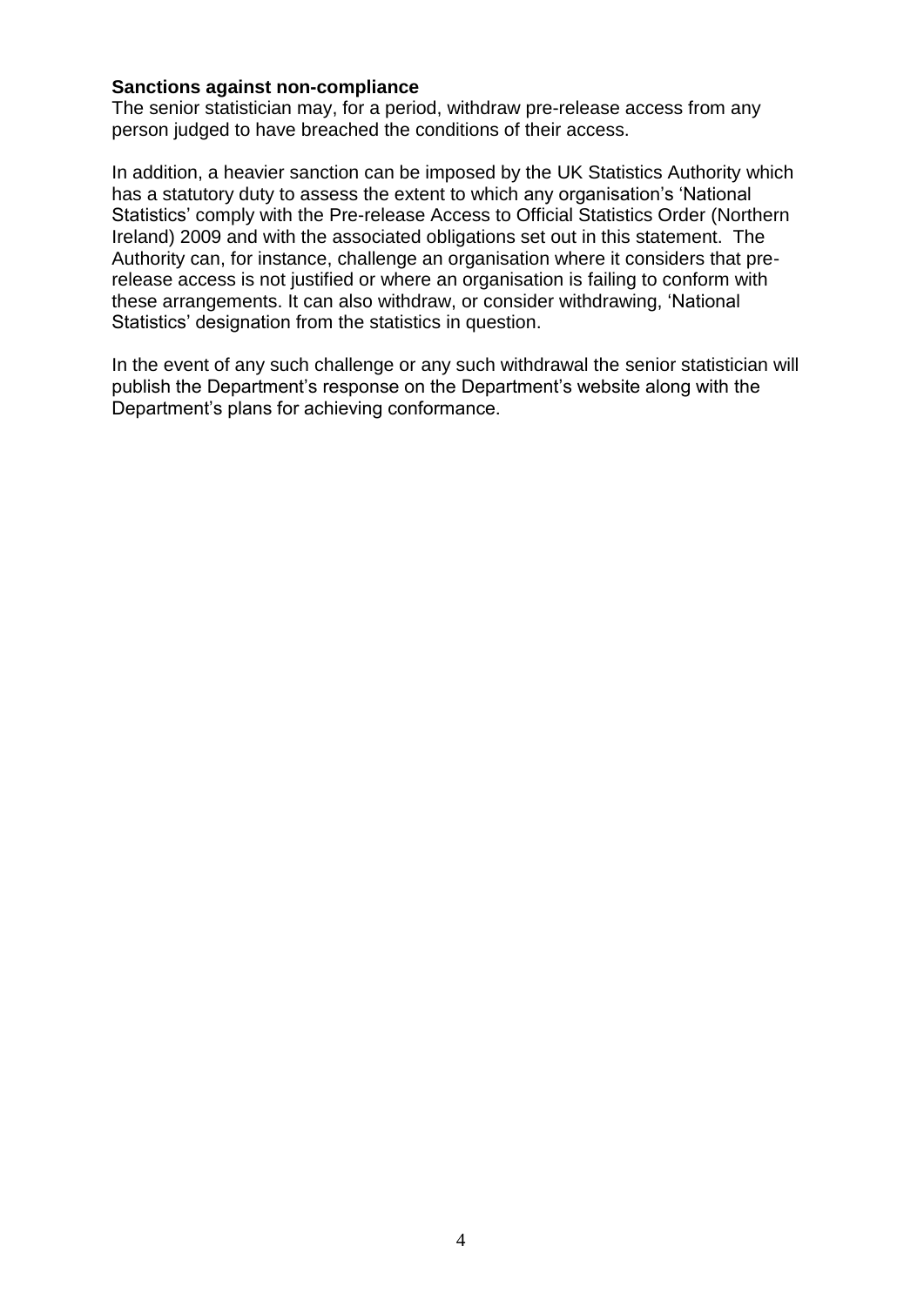**Sanctions against non-compliance**

The senior statistician may, for a period, withdraw pre-release access from any person judged to have breached the conditions of their access.

In addition, a heavier sanction can be imposed by the UK Statistics Authority which has a statutory duty to assess the extent to which any organisation's 'National Statistics' comply with the Pre-release Access to Official Statistics Order (Northern Ireland) 2009 and with the associated obligations set out in this statement. The Authority can, for instance, challenge an organisation where it considers that pre-release access is not justified or where an organisation is failing to conform with these arrangements. It can also withdraw, or consider withdrawing, 'National Statistics' designation from the statistics in question.

In the event of any such challenge or any such withdrawal the senior statistician will publish the Department's response on the Department's website along with the Department's plans for achieving conformance.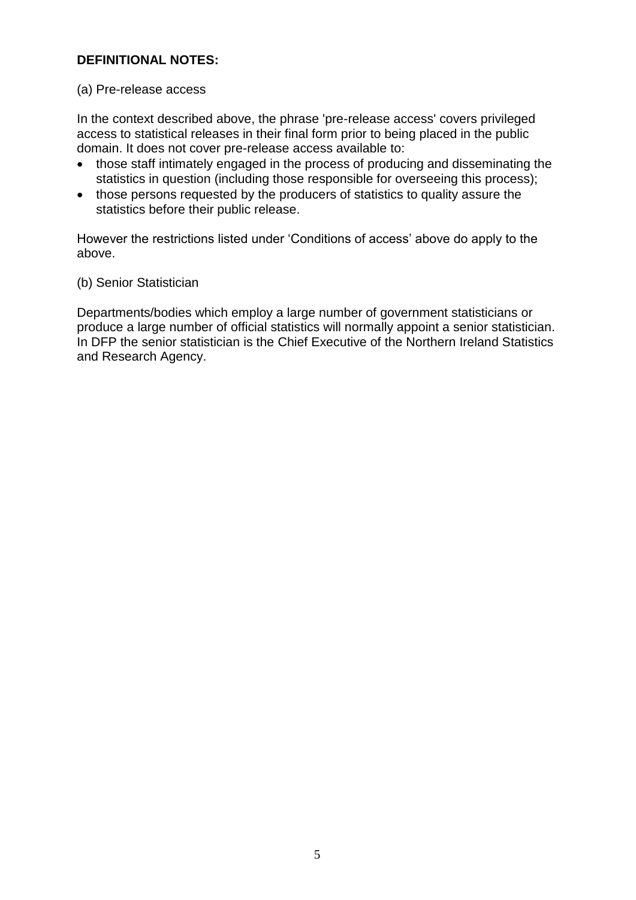**DEFINITIONAL NOTES:**

(a) Pre-release access

In the context described above, the phrase 'pre-release access' covers privileged access to statistical releases in their final form prior to being placed in the public domain. It does not cover pre-release access available to:

- those staff intimately engaged in the process of producing and disseminating the statistics in question (including those responsible for overseeing this process);
- those persons requested by the producers of statistics to quality assure the statistics before their public release.

However the restrictions listed under 'Conditions of access' above do apply to the above.

(b) Senior Statistician

Departments/bodies which employ a large number of government statisticians or produce a large number of official statistics will normally appoint a senior statistician. In DFP the senior statistician is the Chief Executive of the Northern Ireland Statistics and Research Agency.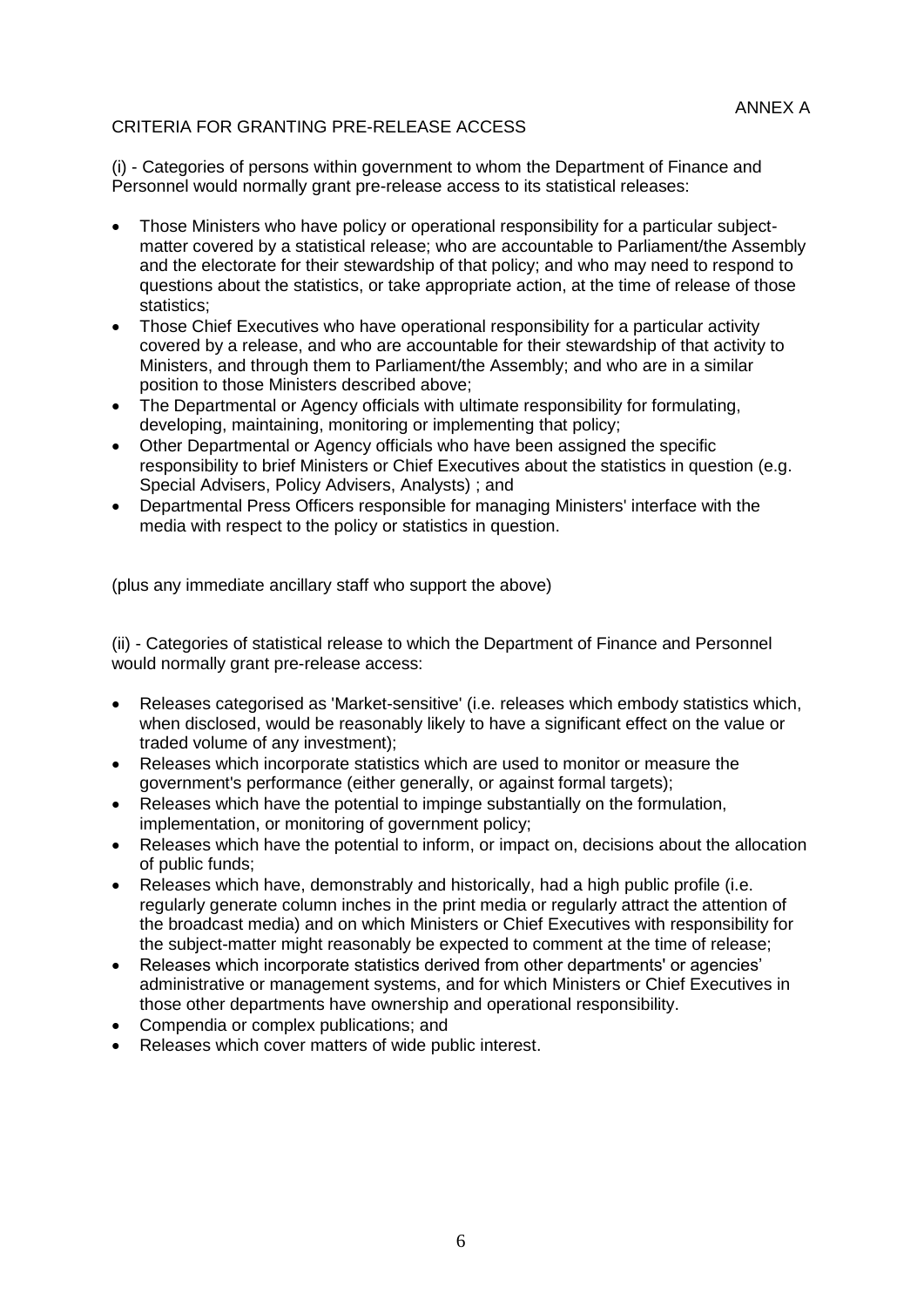ANNEX A

## CRITERIA FOR GRANTING PRE-RELEASE ACCESS

(i) - Categories of persons within government to whom the Department of Finance and Personnel would normally grant pre-release access to its statistical releases:

- Those Ministers who have policy or operational responsibility for a particular subject-matter covered by a statistical release; who are accountable to Parliament/the Assembly and the electorate for their stewardship of that policy; and who may need to respond to questions about the statistics, or take appropriate action, at the time of release of those statistics;
- Those Chief Executives who have operational responsibility for a particular activity covered by a release, and who are accountable for their stewardship of that activity to Ministers, and through them to Parliament/the Assembly; and who are in a similar position to those Ministers described above;
- The Departmental or Agency officials with ultimate responsibility for formulating, developing, maintaining, monitoring or implementing that policy;
- Other Departmental or Agency officials who have been assigned the specific responsibility to brief Ministers or Chief Executives about the statistics in question (e.g. Special Advisers, Policy Advisers, Analysts) ; and
- Departmental Press Officers responsible for managing Ministers' interface with the media with respect to the policy or statistics in question.

(plus any immediate ancillary staff who support the above)

(ii) - Categories of statistical release to which the Department of Finance and Personnel would normally grant pre-release access:

- Releases categorised as 'Market-sensitive' (i.e. releases which embody statistics which, when disclosed, would be reasonably likely to have a significant effect on the value or traded volume of any investment);
- Releases which incorporate statistics which are used to monitor or measure the government's performance (either generally, or against formal targets);
- Releases which have the potential to impinge substantially on the formulation, implementation, or monitoring of government policy;
- Releases which have the potential to inform, or impact on, decisions about the allocation of public funds;
- Releases which have, demonstrably and historically, had a high public profile (i.e. regularly generate column inches in the print media or regularly attract the attention of the broadcast media) and on which Ministers or Chief Executives with responsibility for the subject-matter might reasonably be expected to comment at the time of release;
- Releases which incorporate statistics derived from other departments' or agencies' administrative or management systems, and for which Ministers or Chief Executives in those other departments have ownership and operational responsibility.
- Compendia or complex publications; and
- Releases which cover matters of wide public interest.